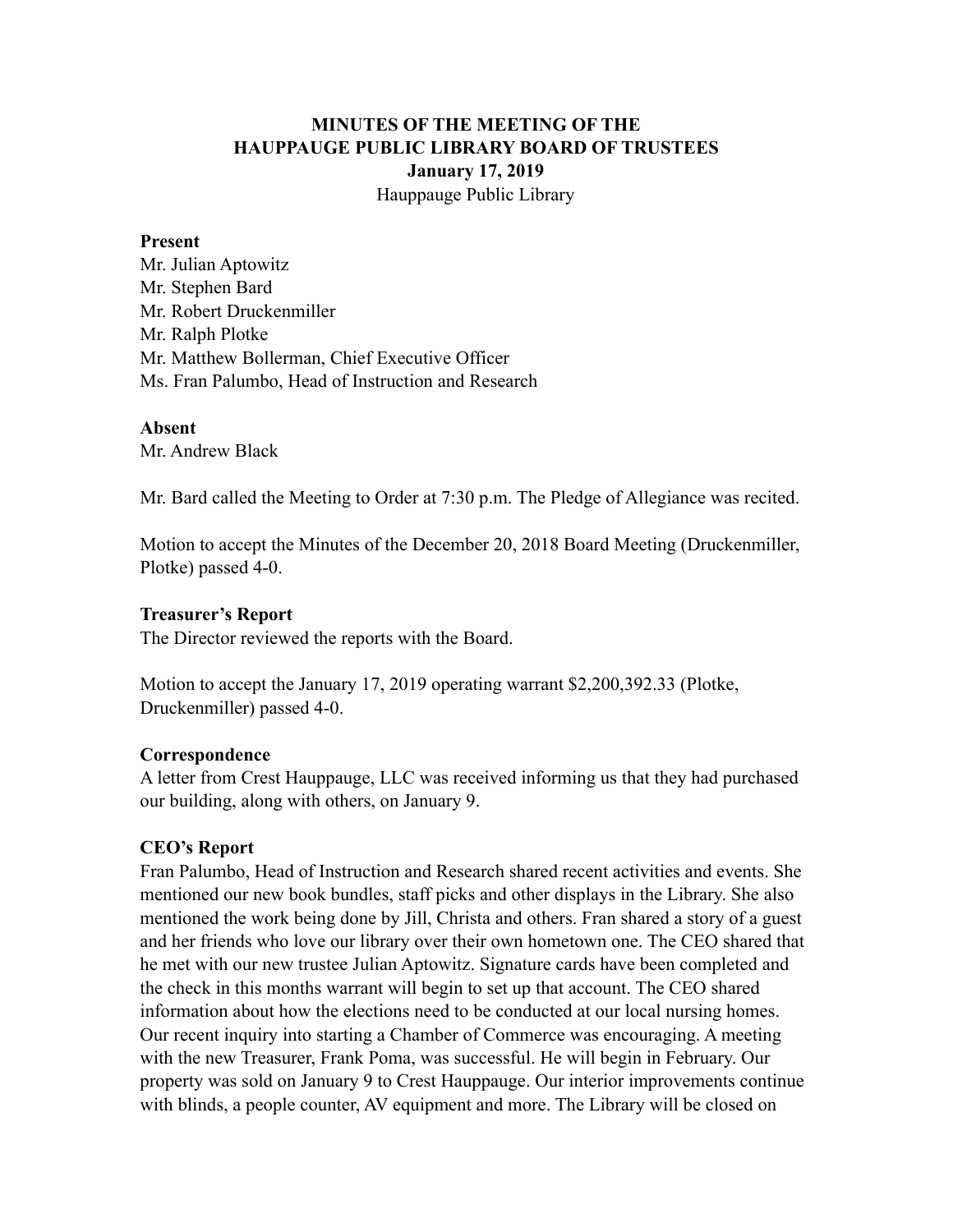**MINUTES OF THE MEETING OF THE**
**HAUPPAUGE PUBLIC LIBRARY BOARD OF TRUSTEES**
**January 17, 2019**
Hauppauge Public Library

**Present**
Mr. Julian Aptowitz
Mr. Stephen Bard
Mr. Robert Druckenmiller
Mr. Ralph Plotke
Mr. Matthew Bollerman, Chief Executive Officer
Ms. Fran Palumbo, Head of Instruction and Research

**Absent**
Mr. Andrew Black

Mr. Bard called the Meeting to Order at 7:30 p.m. The Pledge of Allegiance was recited.

Motion to accept the Minutes of the December 20, 2018 Board Meeting (Druckenmiller, Plotke) passed 4-0.

**Treasurer's Report**
The Director reviewed the reports with the Board.

Motion to accept the January 17, 2019 operating warrant $2,200,392.33 (Plotke, Druckenmiller) passed 4-0.

**Correspondence**
A letter from Crest Hauppauge, LLC was received informing us that they had purchased our building, along with others, on January 9.

**CEO's Report**
Fran Palumbo, Head of Instruction and Research shared recent activities and events. She mentioned our new book bundles, staff picks and other displays in the Library. She also mentioned the work being done by Jill, Christa and others. Fran shared a story of a guest and her friends who love our library over their own hometown one. The CEO shared that he met with our new trustee Julian Aptowitz. Signature cards have been completed and the check in this months warrant will begin to set up that account. The CEO shared information about how the elections need to be conducted at our local nursing homes. Our recent inquiry into starting a Chamber of Commerce was encouraging. A meeting with the new Treasurer, Frank Poma, was successful. He will begin in February. Our property was sold on January 9 to Crest Hauppauge. Our interior improvements continue with blinds, a people counter, AV equipment and more. The Library will be closed on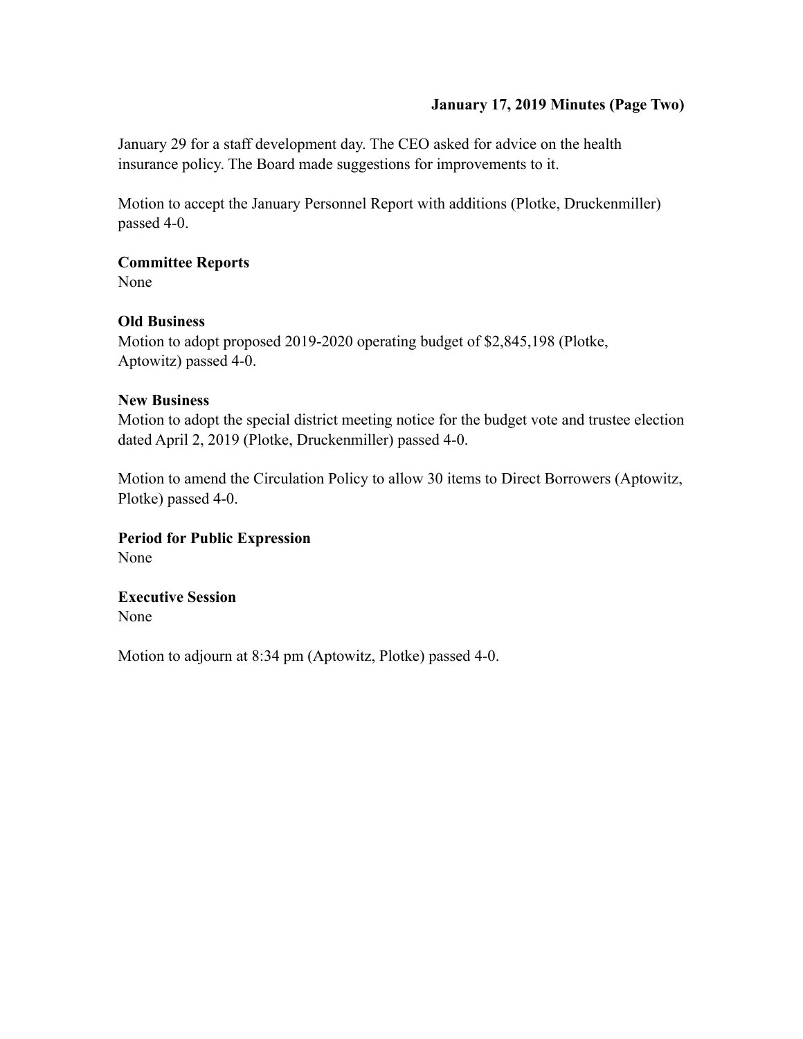January 29 for a staff development day. The CEO asked for advice on the health insurance policy. The Board made suggestions for improvements to it.

Motion to accept the January Personnel Report with additions (Plotke, Druckenmiller) passed 4-0.

**Committee Reports**
None

**Old Business**
Motion to adopt proposed 2019-2020 operating budget of $2,845,198 (Plotke, Aptowitz) passed 4-0.

**New Business**
Motion to adopt the special district meeting notice for the budget vote and trustee election dated April 2, 2019 (Plotke, Druckenmiller) passed 4-0.

Motion to amend the Circulation Policy to allow 30 items to Direct Borrowers (Aptowitz, Plotke) passed 4-0.

**Period for Public Expression**
None

**Executive Session**
None

Motion to adjourn at 8:34 pm (Aptowitz, Plotke) passed 4-0.